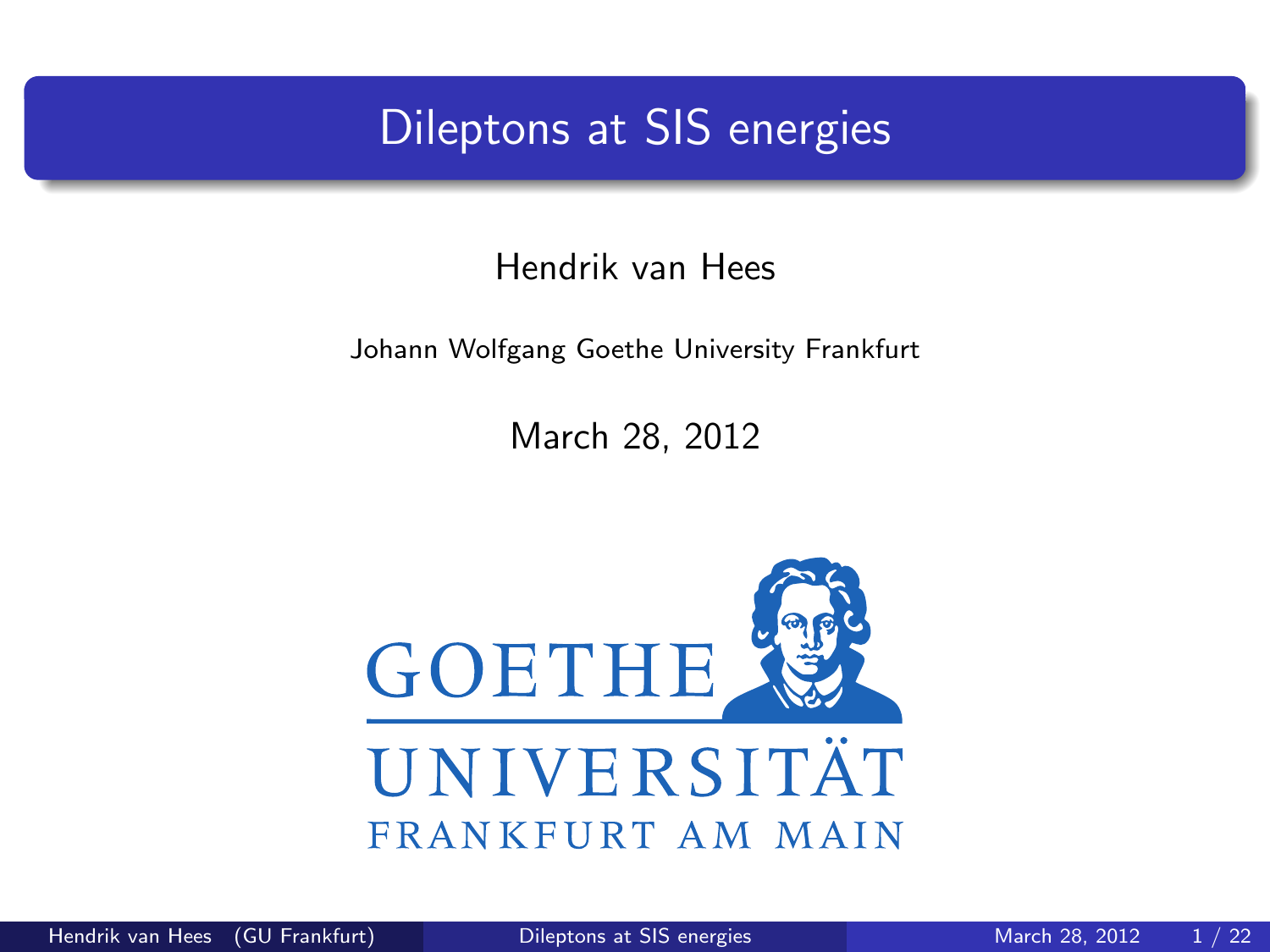# Dileptons at SIS energies

Hendrik van Hees

Johann Wolfgang Goethe University Frankfurt

March 28, 2012

GOETHE UNIVERSITÄT FRANKFURT AM MAIN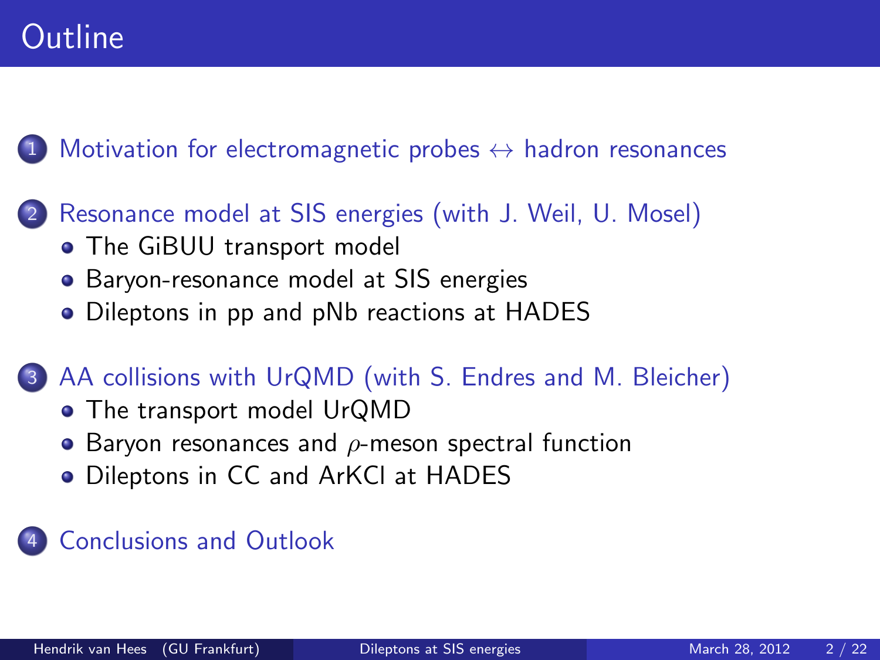# Outline

1. Motivation for electromagnetic probes $\leftrightarrow$ hadron resonances
2. Resonance model at SIS energies (with J. Weil, U. Mosel)
   - The GiBUU transport model
   - Baryon-resonance model at SIS energies
   - Dileptons in pp and pNb reactions at HADES
3. AA collisions with UrQMD (with S. Endres and M. Bleicher)
   - The transport model UrQMD
   - Baryon resonances and $\rho$-meson spectral function
   - Dileptons in CC and ArKCl at HADES
4. Conclusions and Outlook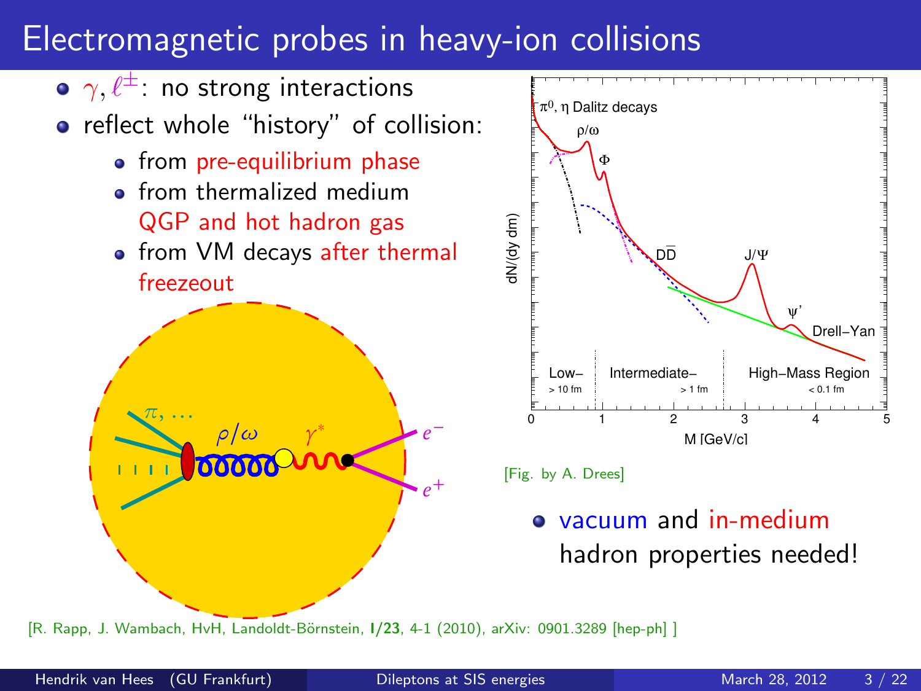# Electromagnetic probes in heavy-ion collisions

- $\gamma, \ell^{\pm}$: no strong interactions
- reflect whole "history" of collision:
  - from pre-equilibrium phase
  - from thermalized medium QGP and hot hadron gas
  - from VM decays after thermal freezeout

[Fig. by A. Drees]

- vacuum and in-medium hadron properties needed!

[R. Rapp, J. Wambach, HvH, Landoldt-Börnstein, **I/23**, 4-1 (2010), arXiv: 0901.3289 [hep-ph] ]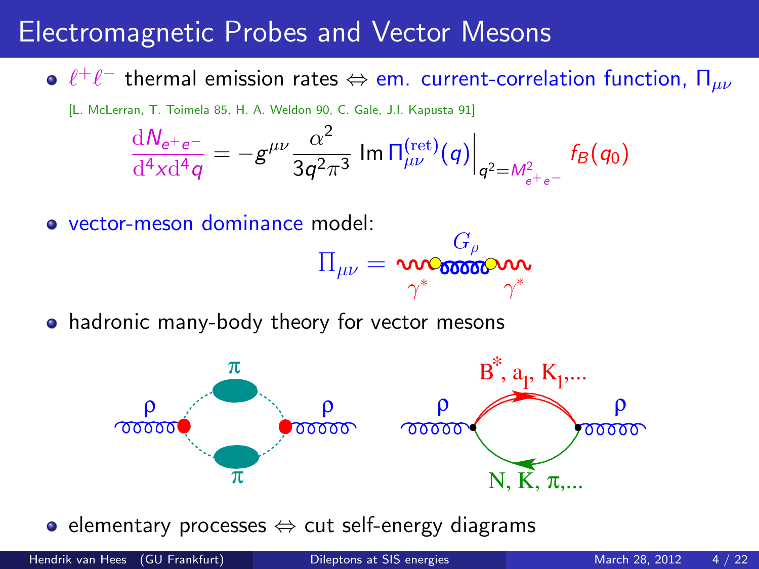# Electromagnetic Probes and Vector Mesons

- $\ell^+\ell^-$ thermal emission rates $\Leftrightarrow$ em. current-correlation function, $\Pi_{\mu\nu}$

  [L. McLerran, T. Toimela 85, H. A. Weldon 90, C. Gale, J.I. Kapusta 91]

$$\frac{\mathrm{d}N_{e^+e^-}}{\mathrm{d}^4x\mathrm{d}^4q} = -g^{\mu\nu}\frac{\alpha^2}{3q^2\pi^3}\,\mathrm{Im}\,\Pi^{(\mathrm{ret})}_{\mu\nu}(q)\Big|_{q^2=M^2_{e^+e^-}} f_B(q_0)$$

- vector-meson dominance model:

$$\Pi_{\mu\nu} = $$

$G_\rho$ $\gamma^*$ $\gamma^*$

- hadronic many-body theory for vector mesons

$\rho$ $\pi$ $\pi$ $\rho$ $\rho$ $B^*, a_1, K_1, \ldots$ $N, K, \pi, \ldots$ $\rho$

- elementary processes $\Leftrightarrow$ cut self-energy diagrams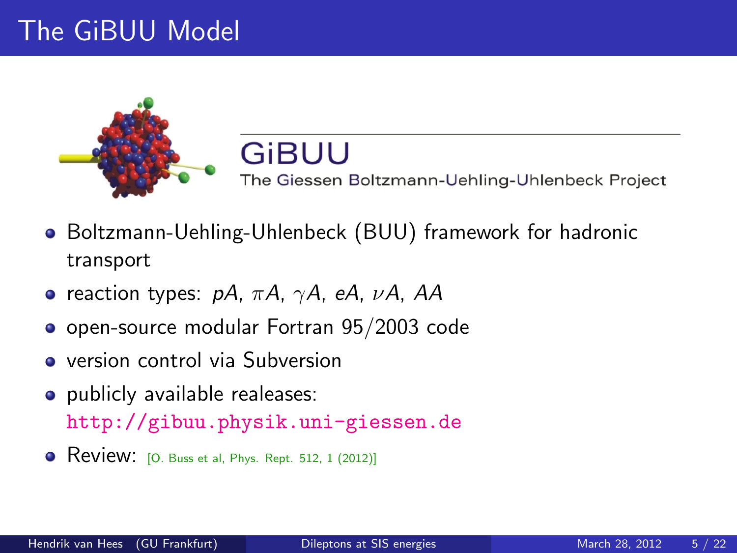# The GiBUU Model

GiBUU

The Giessen Boltzmann-Uehling-Uhlenbeck Project

- Boltzmann-Uehling-Uhlenbeck (BUU) framework for hadronic transport
- reaction types: $pA$, $\pi A$, $\gamma A$, $eA$, $\nu A$, $AA$
- open-source modular Fortran 95/2003 code
- version control via Subversion
- publicly available realeases: `http://gibuu.physik.uni-giessen.de`
- Review: [O. Buss et al, Phys. Rept. 512, 1 (2012)]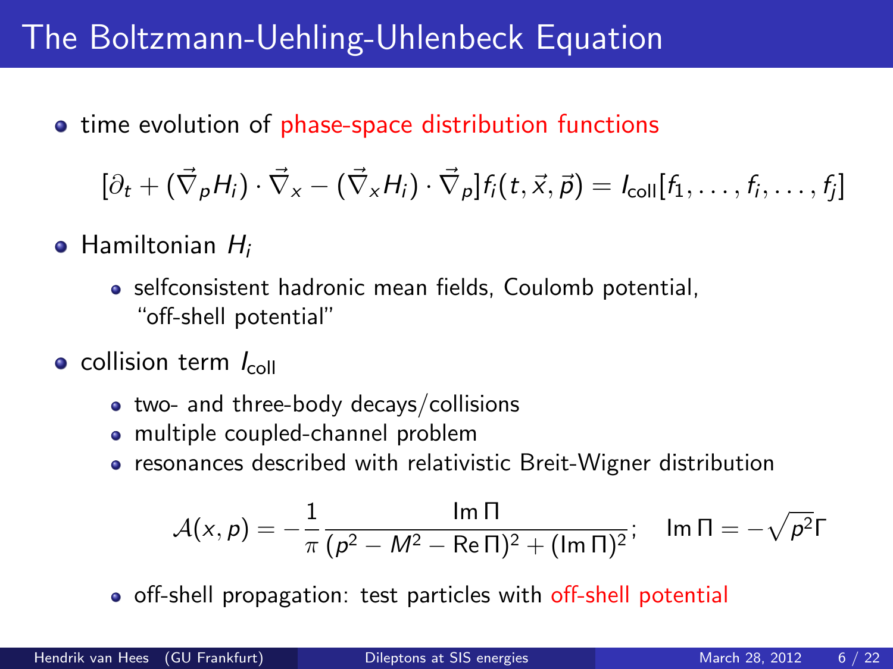# The Boltzmann-Uehling-Uhlenbeck Equation

- time evolution of phase-space distribution functions

$$[\partial_t + (\vec{\nabla}_p H_i) \cdot \vec{\nabla}_x - (\vec{\nabla}_x H_i) \cdot \vec{\nabla}_p] f_i(t, \vec{x}, \vec{p}) = I_{\text{coll}}[f_1, \ldots, f_i, \ldots, f_j]$$

- Hamiltonian $H_i$
  - selfconsistent hadronic mean fields, Coulomb potential, "off-shell potential"
- collision term $I_{\text{coll}}$
  - two- and three-body decays/collisions
  - multiple coupled-channel problem
  - resonances described with relativistic Breit-Wigner distribution

$$\mathcal{A}(x, p) = -\frac{1}{\pi} \frac{\operatorname{Im} \Pi}{(p^2 - M^2 - \operatorname{Re} \Pi)^2 + (\operatorname{Im} \Pi)^2}; \quad \operatorname{Im} \Pi = -\sqrt{p^2} \Gamma$$

  - off-shell propagation: test particles with off-shell potential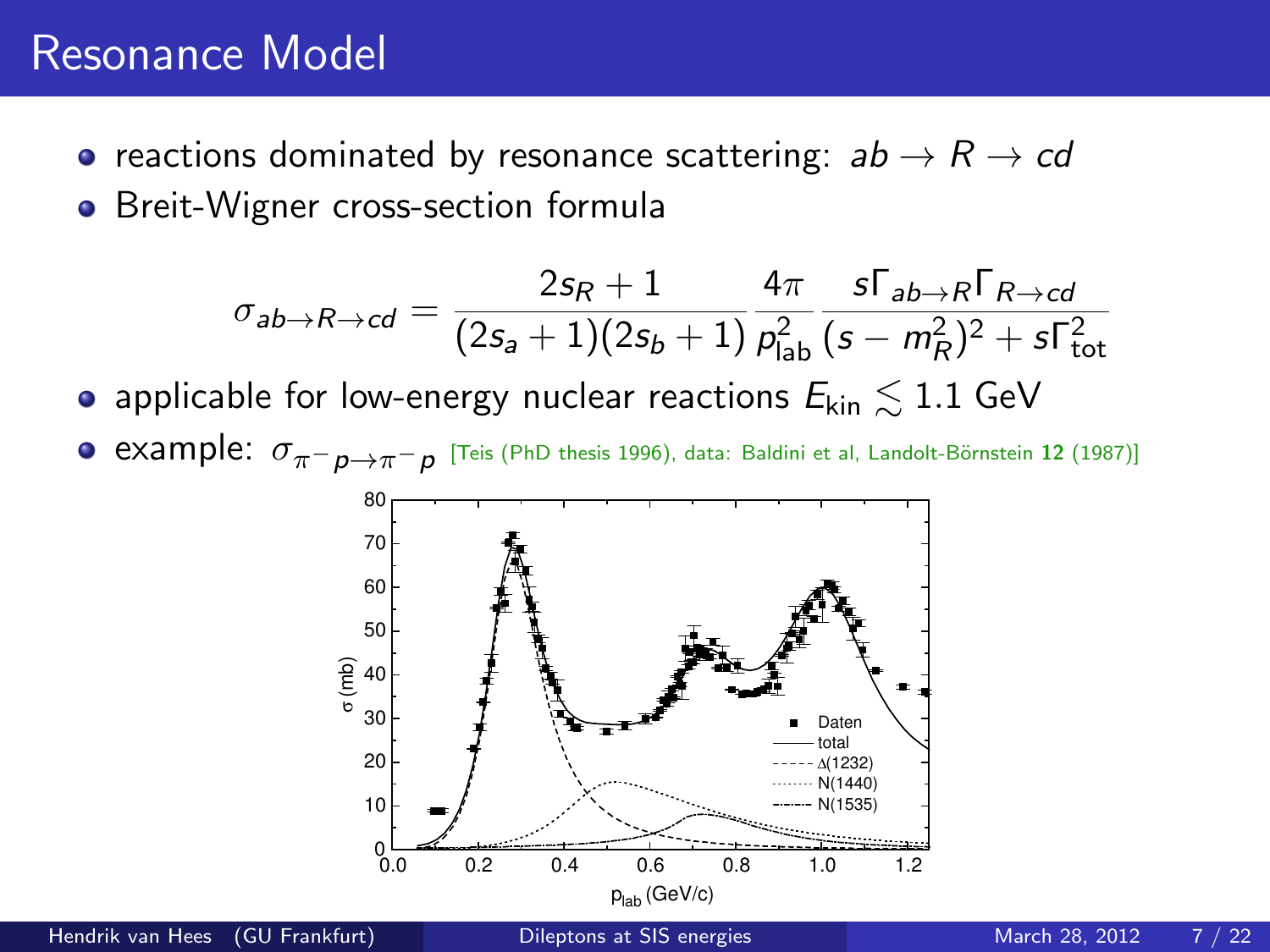# Resonance Model

- reactions dominated by resonance scattering: $ab \to R \to cd$
- Breit-Wigner cross-section formula

$$\sigma_{ab \to R \to cd} = \frac{2s_R + 1}{(2s_a + 1)(2s_b + 1)} \frac{4\pi}{p_{\text{lab}}^2} \frac{s\Gamma_{ab \to R}\Gamma_{R \to cd}}{(s - m_R^2)^2 + s\Gamma_{\text{tot}}^2}$$

- applicable for low-energy nuclear reactions $E_{\text{kin}} \lesssim 1.1$ GeV
- example: $\sigma_{\pi^- p \to \pi^- p}$ [Teis (PhD thesis 1996), data: Baldini et al, Landolt-Börnstein **12** (1987)]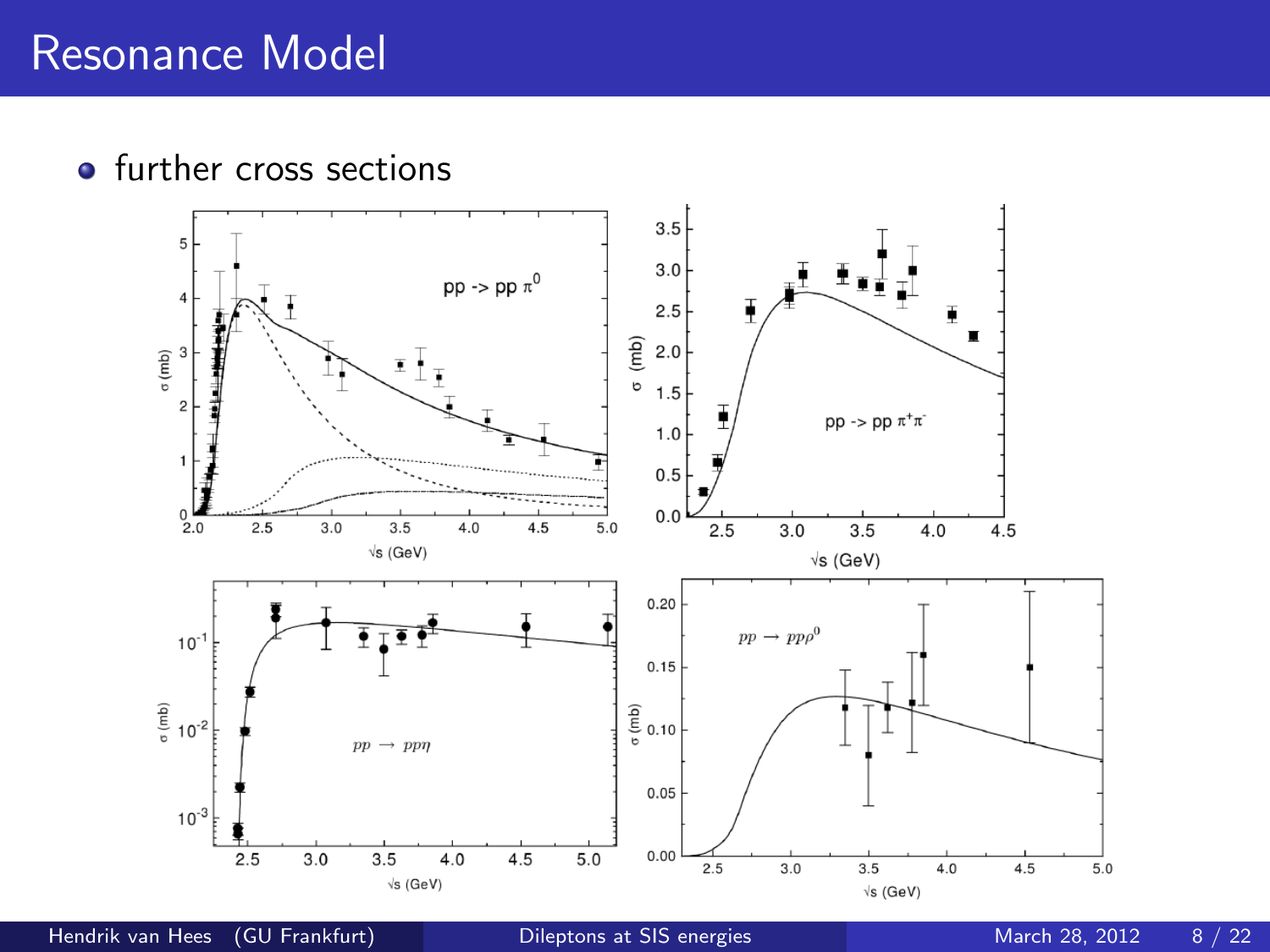# Resonance Model

- further cross sections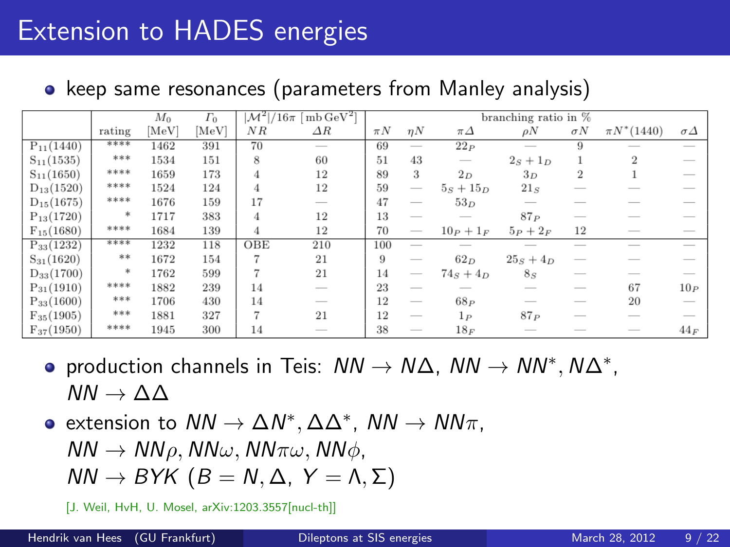# Extension to HADES energies

- keep same resonances (parameters from Manley analysis)

| | rating | $M_0$ [MeV] | $\Gamma_0$ [MeV] | $\lvert\mathcal{M}^2\rvert/16\pi$ [mb GeV$^2$] $NR$ | $\Delta R$ | branching ratio in % $\pi N$ | $\eta N$ | $\pi\Delta$ | $\rho N$ | $\sigma N$ | $\pi N^*(1440)$ | $\sigma\Delta$ |
|---|---|---|---|---|---|---|---|---|---|---|---|---|
| $P_{11}(1440)$ | **** | 1462 | 391 | 70 | — | 69 | — | $22_P$ | — | 9 | — | — |
| $S_{11}(1535)$ | *** | 1534 | 151 | 8 | 60 | 51 | 43 | — | $2_S + 1_D$ | 1 | 2 | — |
| $S_{11}(1650)$ | **** | 1659 | 173 | 4 | 12 | 89 | 3 | $2_D$ | $3_D$ | 2 | 1 | — |
| $D_{13}(1520)$ | **** | 1524 | 124 | 4 | 12 | 59 | — | $5_S + 15_D$ | $21_S$ | — | — | — |
| $D_{15}(1675)$ | **** | 1676 | 159 | 17 | — | 47 | — | $53_D$ | — | — | — | — |
| $P_{13}(1720)$ | * | 1717 | 383 | 4 | 12 | 13 | — | — | $87_P$ | — | — | — |
| $F_{15}(1680)$ | **** | 1684 | 139 | 4 | 12 | 70 | — | $10_P + 1_F$ | $5_P + 2_F$ | 12 | — | — |
| $P_{33}(1232)$ | **** | 1232 | 118 | OBE | 210 | 100 | — | — | — | — | — | — |
| $S_{31}(1620)$ | ** | 1672 | 154 | 7 | 21 | 9 | — | $62_D$ | $25_S + 4_D$ | — | — | — |
| $D_{33}(1700)$ | * | 1762 | 599 | 7 | 21 | 14 | — | $74_S + 4_D$ | $8_S$ | — | — | — |
| $P_{31}(1910)$ | **** | 1882 | 239 | 14 | — | 23 | — | — | — | — | 67 | $10_P$ |
| $P_{33}(1600)$ | *** | 1706 | 430 | 14 | — | 12 | — | $68_P$ | — | — | 20 | — |
| $F_{35}(1905)$ | *** | 1881 | 327 | 7 | 21 | 12 | — | $1_P$ | $87_P$ | — | — | — |
| $F_{37}(1950)$ | **** | 1945 | 300 | 14 | — | 38 | — | $18_F$ | — | — | — | $44_F$ |

- production channels in Teis: $NN \to N\Delta$, $NN \to NN^*, N\Delta^*$, $NN \to \Delta\Delta$
- extension to $NN \to \Delta N^*, \Delta\Delta^*$, $NN \to NN\pi$, $NN \to NN\rho, NN\omega, NN\pi\omega, NN\phi$, $NN \to BYK$ ($B = N, \Delta$, $Y = \Lambda, \Sigma$)

[J. Weil, HvH, U. Mosel, arXiv:1203.3557[nucl-th]]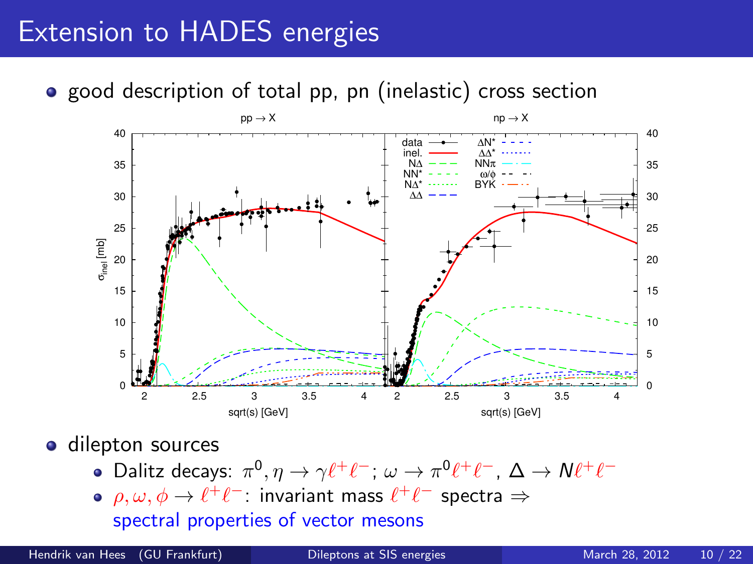# Extension to HADES energies

- good description of total pp, pn (inelastic) cross section

- dilepton sources
  - Dalitz decays: $\pi^0, \eta \to \gamma \ell^+ \ell^-$; $\omega \to \pi^0 \ell^+ \ell^-$, $\Delta \to N \ell^+ \ell^-$
  - $\rho, \omega, \phi \to \ell^+ \ell^-$: invariant mass $\ell^+ \ell^-$ spectra $\Rightarrow$ spectral properties of vector mesons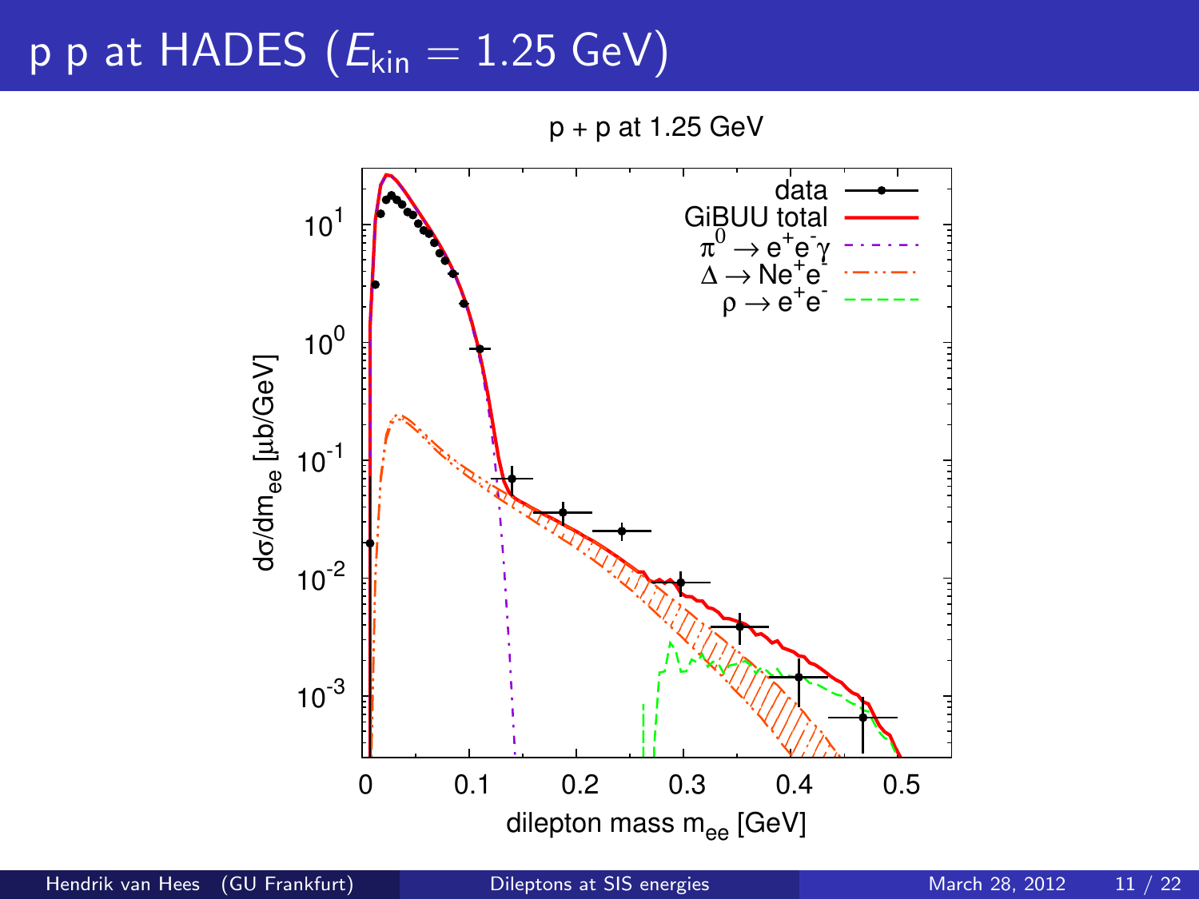# p p at HADES ($E_{\text{kin}} = 1.25$ GeV)

p + p at 1.25 GeV

data

GiBUU total

$\pi^0 \to e^+e^-\gamma$

$\Delta \to Ne^+e^-$

$\rho \to e^+e^-$

$d\sigma/dm_{ee}$ [μb/GeV]

dilepton mass $m_{ee}$ [GeV]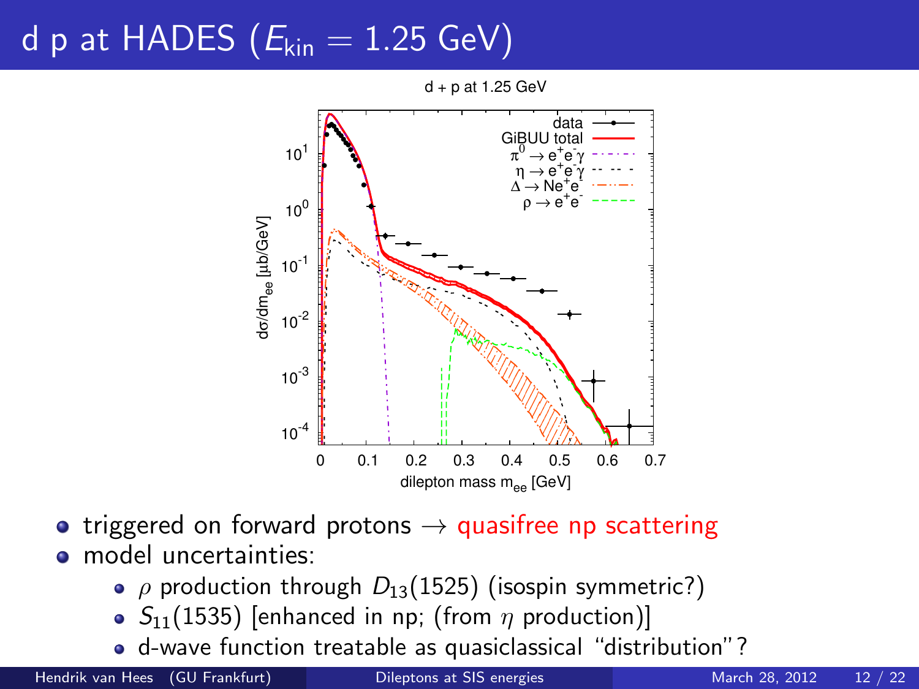# d p at HADES ($E_{\text{kin}} = 1.25$ GeV)

- triggered on forward protons → quasifree np scattering
- model uncertainties:
  - $\rho$ production through $D_{13}(1525)$ (isospin symmetric?)
  - $S_{11}(1535)$ [enhanced in np; (from $\eta$ production)]
  - d-wave function treatable as quasiclassical "distribution"?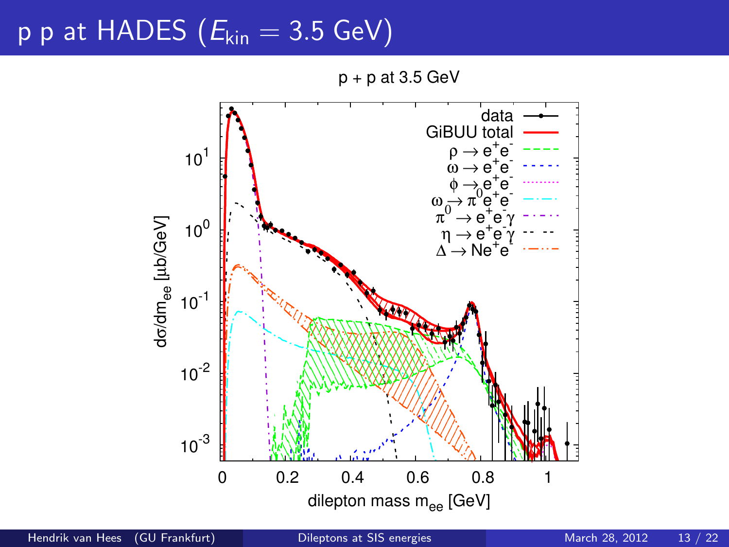# p p at HADES ($E_{\mathrm{kin}} = 3.5$ GeV)

p + p at 3.5 GeV

Legend:
- data
- GiBUU total
- $\rho \to e^+e^-$
- $\omega \to e^+e^-$
- $\phi \to e^+e^-$
- $\omega \to \pi^0 e^+e^-$
- $\pi^0 \to e^+e^-\gamma$
- $\eta \to e^+e^-\gamma$
- $\Delta \to N e^+e^-$

y-axis: $d\sigma/dm_{ee}$ [$\mu$b/GeV]

x-axis: dilepton mass $m_{ee}$ [GeV]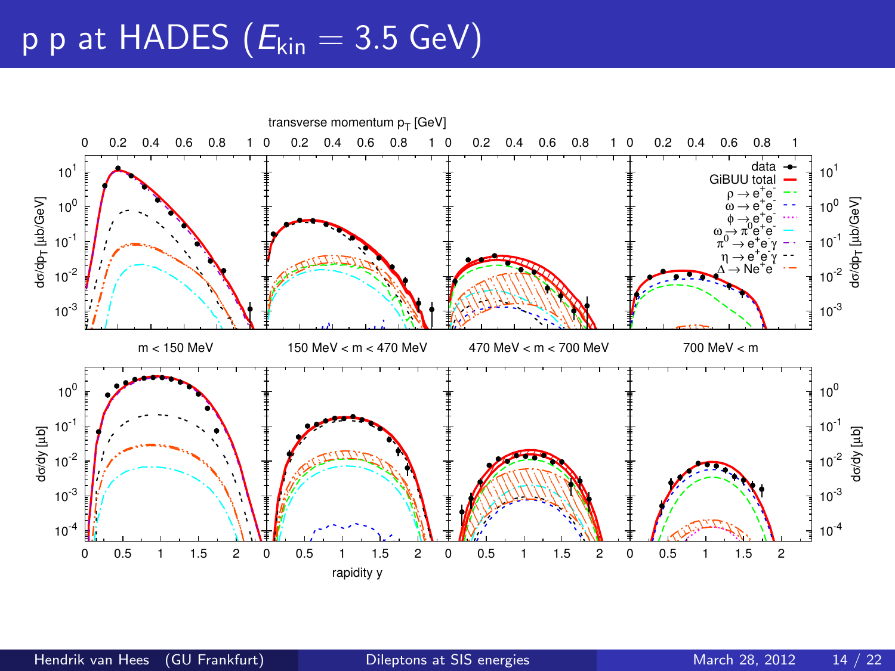# p p at HADES ($E_{\text{kin}} = 3.5$ GeV)

transverse momentum $p_T$ [GeV]

| | | | |
|---|---|---|---|
| $m < 150$ MeV | $150 \text{ MeV} < m < 470$ MeV | $470 \text{ MeV} < m < 700$ MeV | $700 \text{ MeV} < m$ |

Legend: data; GiBUU total; $\rho \to e^+e^-$; $\omega \to e^+e^-$; $\phi \to e^+e^-$; $\omega \to \pi^0 e^+e^-$; $\pi^0 \to e^+e^-\gamma$; $\eta \to e^+e^-\gamma$; $\Delta \to Ne^+e^-$

$d\sigma/dp_T$ [μb/GeV]

$d\sigma/dy$ [μb]

rapidity y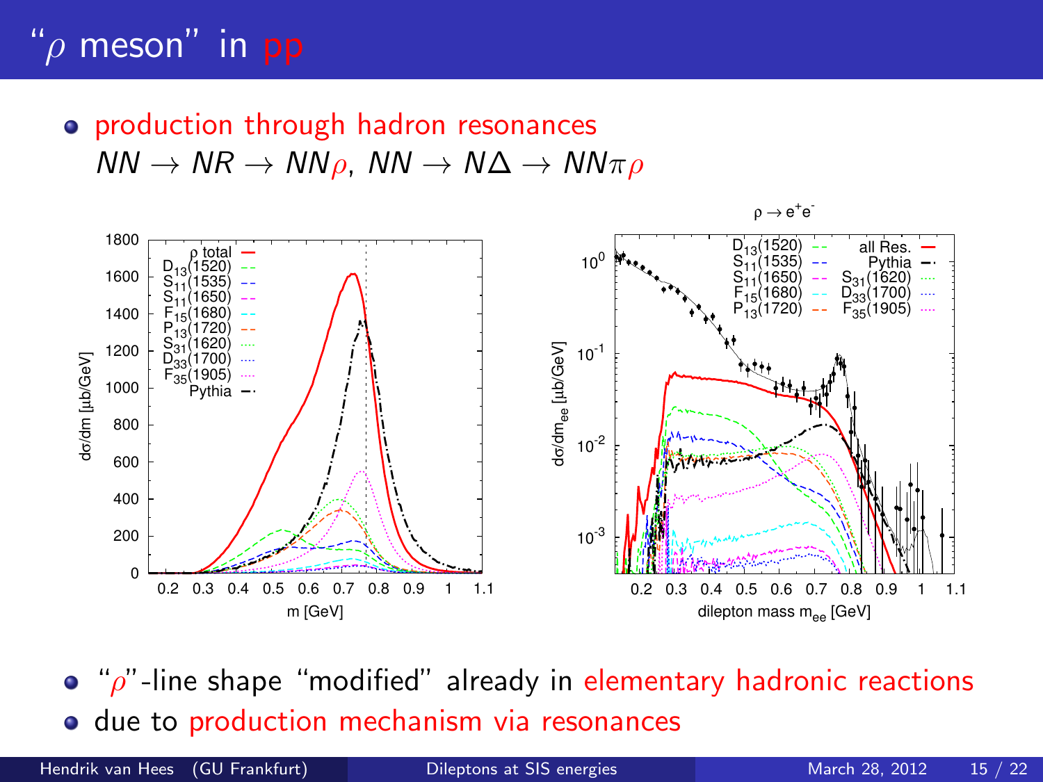# “$\rho$ meson” in pp

- production through hadron resonances
  $NN \to NR \to NN\rho$, $NN \to N\Delta \to NN\pi\rho$

- “$\rho$”-line shape “modified” already in elementary hadronic reactions
- due to production mechanism via resonances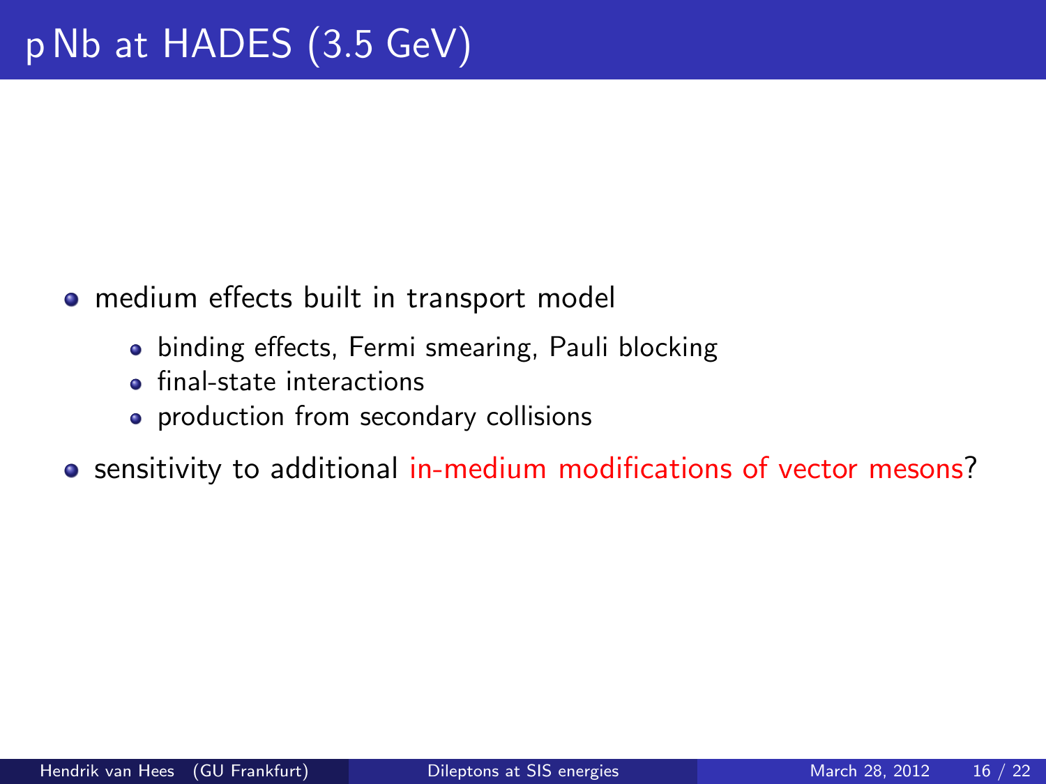# p Nb at HADES (3.5 GeV)

- medium effects built in transport model
  - binding effects, Fermi smearing, Pauli blocking
  - final-state interactions
  - production from secondary collisions
- sensitivity to additional in-medium modifications of vector mesons?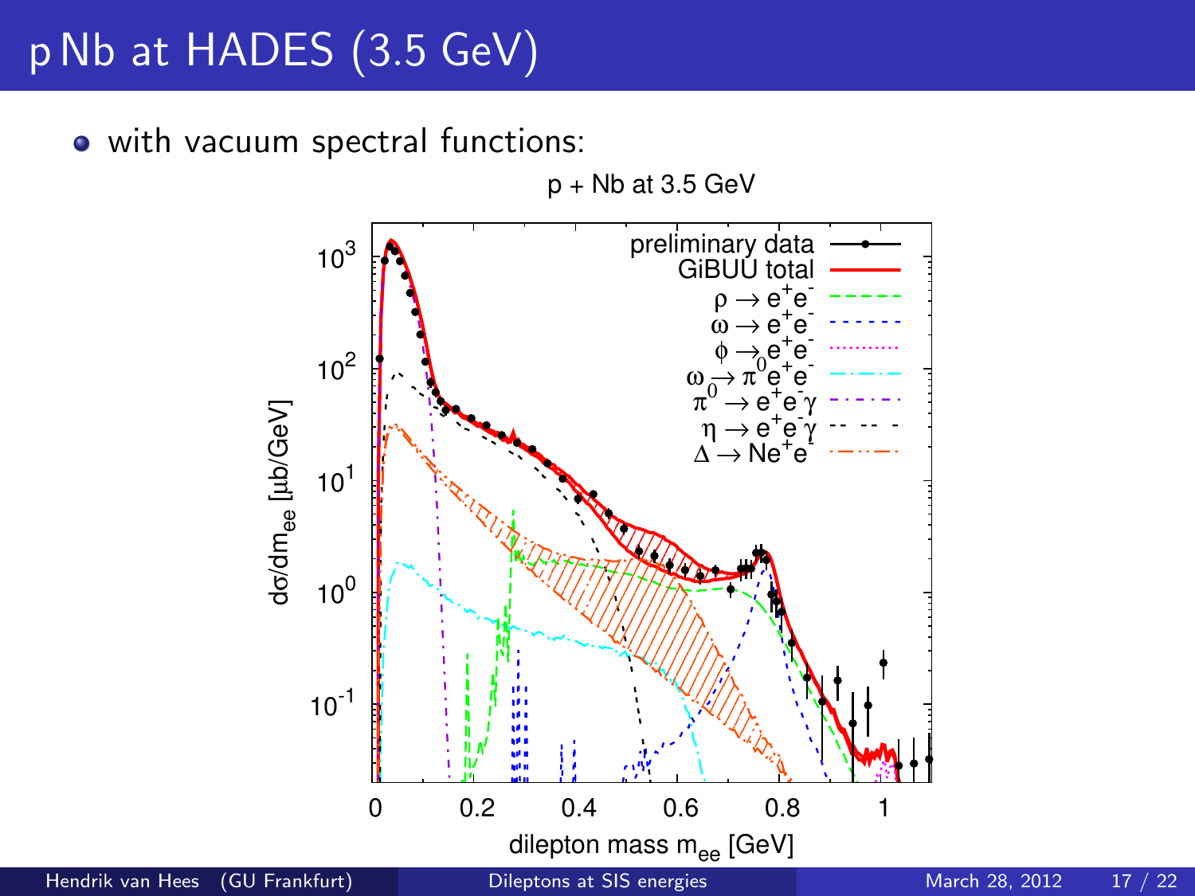# p Nb at HADES (3.5 GeV)

- with vacuum spectral functions: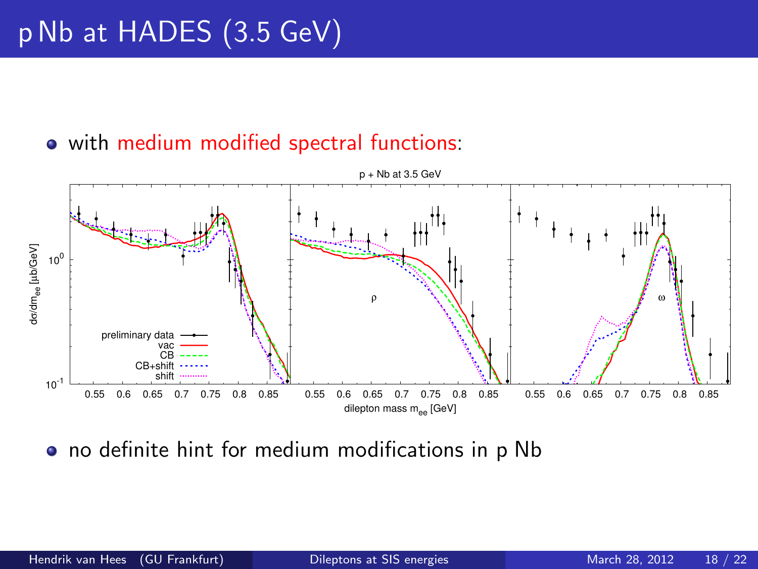# p Nb at HADES (3.5 GeV)

- with medium modified spectral functions:

- no definite hint for medium modifications in p Nb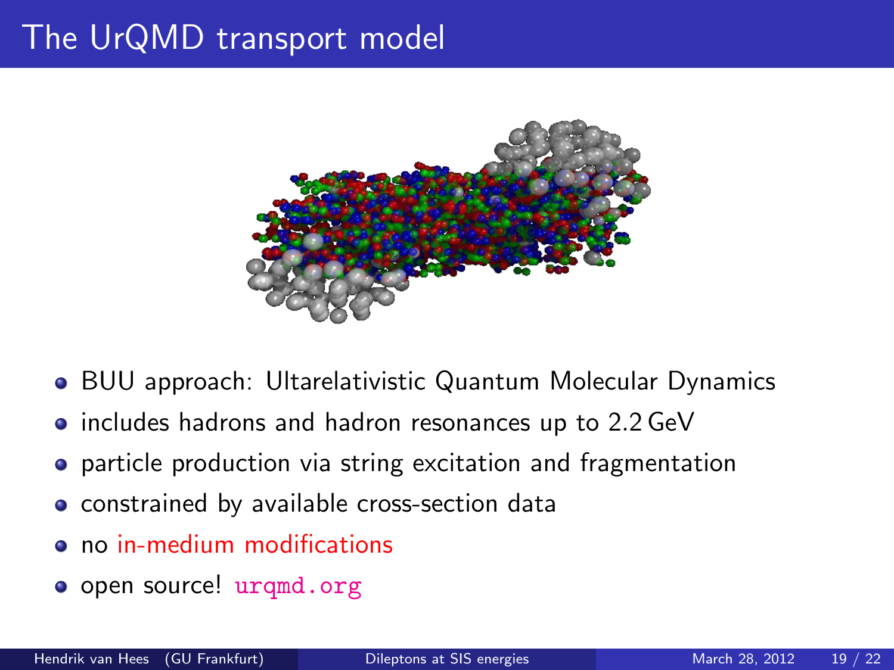# The UrQMD transport model

- BUU approach: Ultarelativistic Quantum Molecular Dynamics
- includes hadrons and hadron resonances up to 2.2 GeV
- particle production via string excitation and fragmentation
- constrained by available cross-section data
- no in-medium modifications
- open source! urqmd.org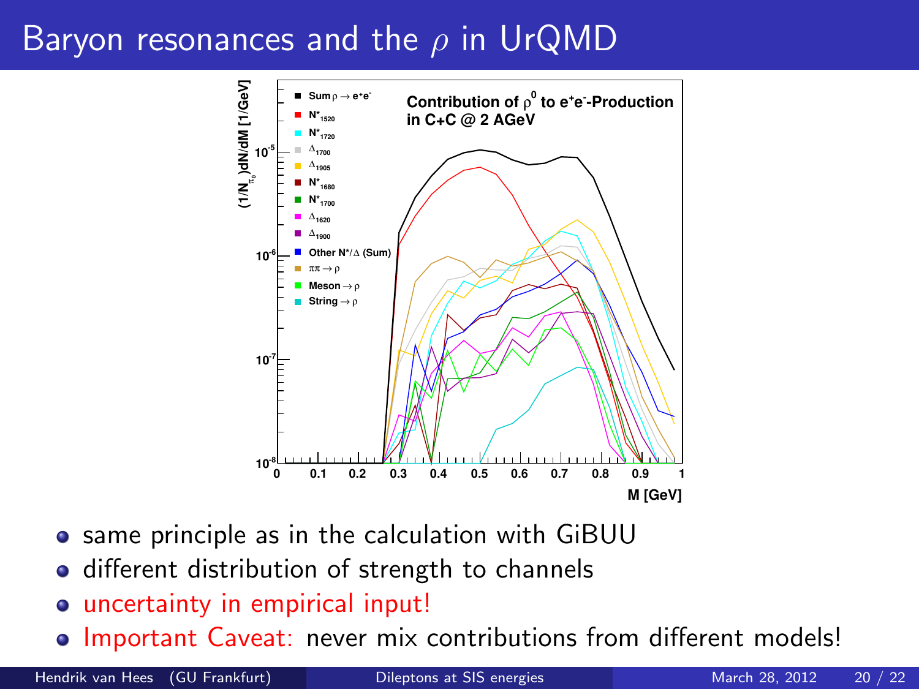# Baryon resonances and the $\rho$ in UrQMD

- same principle as in the calculation with GiBUU
- different distribution of strength to channels
- uncertainty in empirical input!
- Important Caveat: never mix contributions from different models!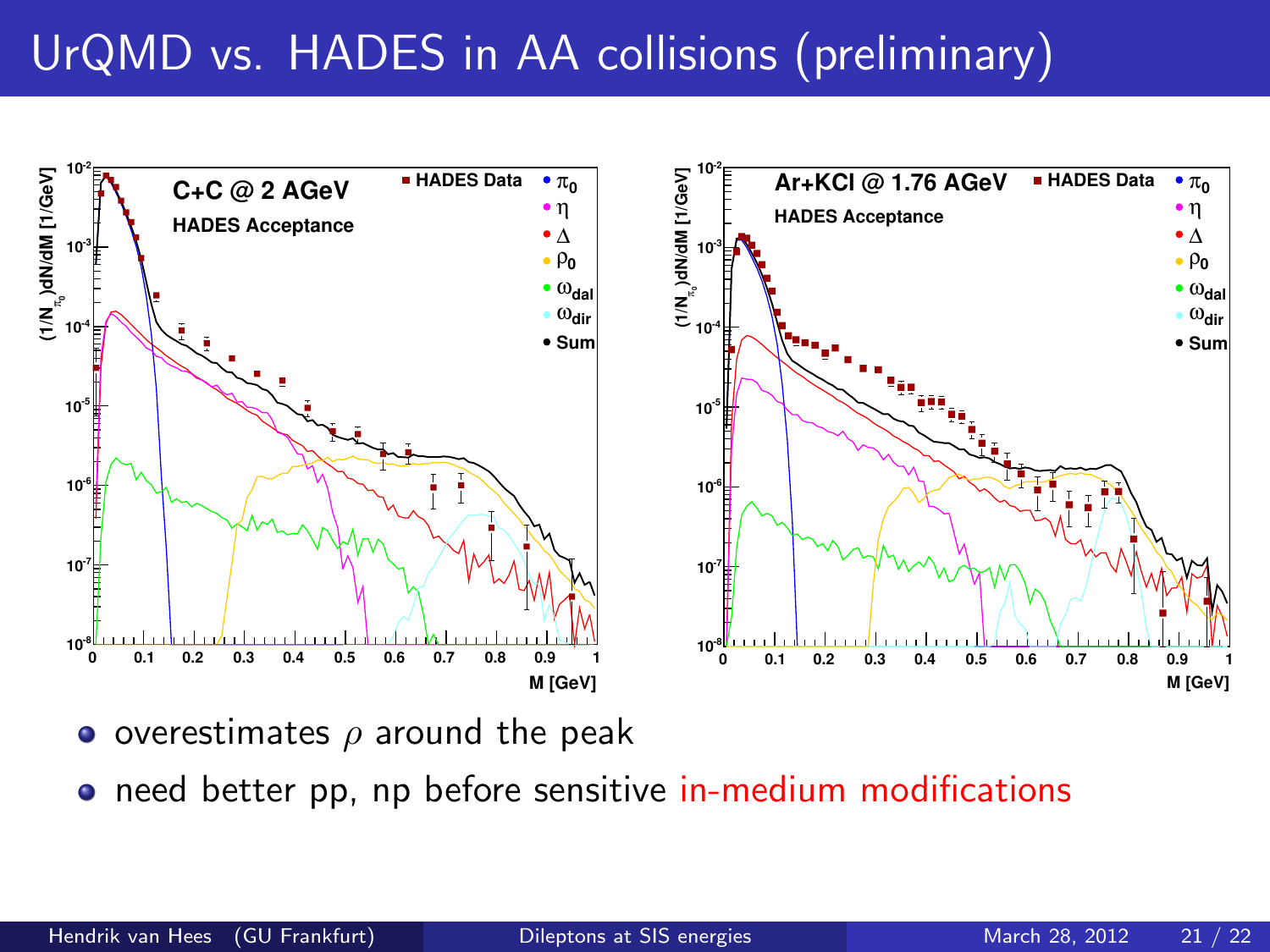# UrQMD vs. HADES in AA collisions (preliminary)

- overestimates $\rho$ around the peak
- need better pp, np before sensitive in-medium modifications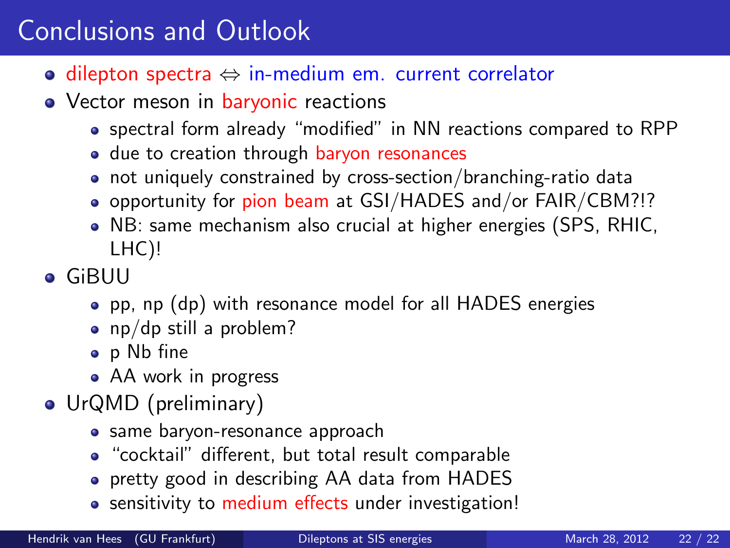# Conclusions and Outlook

- dilepton spectra $\Leftrightarrow$ in-medium em. current correlator
- Vector meson in baryonic reactions
  - spectral form already "modified" in NN reactions compared to RPP
  - due to creation through baryon resonances
  - not uniquely constrained by cross-section/branching-ratio data
  - opportunity for pion beam at GSI/HADES and/or FAIR/CBM?!?
  - NB: same mechanism also crucial at higher energies (SPS, RHIC, LHC)!
- GiBUU
  - pp, np (dp) with resonance model for all HADES energies
  - np/dp still a problem?
  - p Nb fine
  - AA work in progress
- UrQMD (preliminary)
  - same baryon-resonance approach
  - "cocktail" different, but total result comparable
  - pretty good in describing AA data from HADES
  - sensitivity to medium effects under investigation!